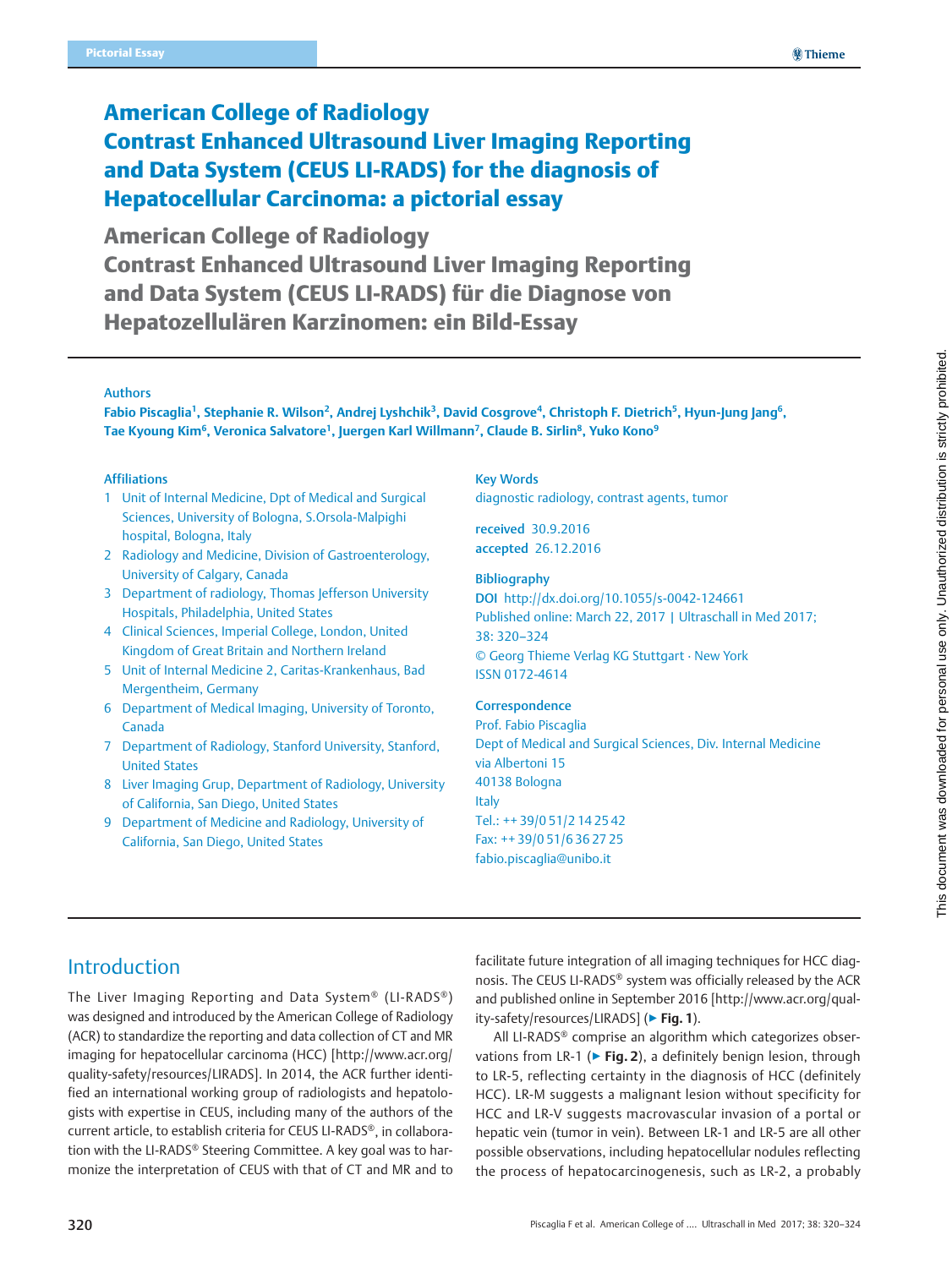Pictorial Essay

# American College of Radiology Contrast Enhanced Ultrasound Liver Imaging Reporting and Data System (CEUS LI-RADS) for the diagnosis of Hepatocellular Carcinoma: a pictorial essay

# American College of Radiology Contrast Enhanced Ultrasound Liver Imaging Reporting and Data System (CEUS LI-RADS) für die Diagnose von Hepatozellulären Karzinomen: ein Bild-Essay

### Authors

**Fabio Piscaglia[1], Stephanie R. Wilson[2], Andrej Lyshchik[3], David Cosgrove[4], Christoph F. Dietrich[5], Hyun-Jung Jang[6], Tae Kyoung Kim[6], Veronica Salvatore[1], Juergen Karl Willmann[7], Claude B. Sirlin[8], Yuko Kono[9]**

### Affiliations

1. Unit of Internal Medicine, Dpt of Medical and Surgical Sciences, University of Bologna, S.Orsola-Malpighi hospital, Bologna, Italy
2. Radiology and Medicine, Division of Gastroenterology, University of Calgary, Canada
3. Department of radiology, Thomas Jefferson University Hospitals, Philadelphia, United States
4. Clinical Sciences, Imperial College, London, United Kingdom of Great Britain and Northern Ireland
5. Unit of Internal Medicine 2, Caritas-Krankenhaus, Bad Mergentheim, Germany
6. Department of Medical Imaging, University of Toronto, Canada
7. Department of Radiology, Stanford University, Stanford, United States
8. Liver Imaging Grup, Department of Radiology, University of California, San Diego, United States
9. Department of Medicine and Radiology, University of California, San Diego, United States

### Key Words

diagnostic radiology, contrast agents, tumor

**received** 30.9.2016
**accepted** 26.12.2016

### Bibliography

**DOI** http://dx.doi.org/10.1055/s-0042-124661
Published online: March 22, 2017 | Ultraschall in Med 2017; 38: 320–324
© Georg Thieme Verlag KG Stuttgart · New York
ISSN 0172-4614

### Correspondence

Prof. Fabio Piscaglia
Dept of Medical and Surgical Sciences, Div. Internal Medicine
via Albertoni 15
40138 Bologna
Italy
Tel.: ++ 39/0 51/2 14 25 42
Fax: ++ 39/0 51/6 36 27 25
fabio.piscaglia@unibo.it

## Introduction

The Liver Imaging Reporting and Data System® (LI-RADS®) was designed and introduced by the American College of Radiology (ACR) to standardize the reporting and data collection of CT and MR imaging for hepatocellular carcinoma (HCC) [http://www.acr.org/quality-safety/resources/LIRADS]. In 2014, the ACR further identified an international working group of radiologists and hepatologists with expertise in CEUS, including many of the authors of the current article, to establish criteria for CEUS LI-RADS®, in collaboration with the LI-RADS® Steering Committee. A key goal was to harmonize the interpretation of CEUS with that of CT and MR and to facilitate future integration of all imaging techniques for HCC diagnosis. The CEUS LI-RADS® system was officially released by the ACR and published online in September 2016 [http://www.acr.org/quality-safety/resources/LIRADS] (▶ **Fig. 1**).

All LI-RADS® comprise an algorithm which categorizes observations from LR-1 (▶ **Fig. 2**), a definitely benign lesion, through to LR-5, reflecting certainty in the diagnosis of HCC (definitely HCC). LR-M suggests a malignant lesion without specificity for HCC and LR-V suggests macrovascular invasion of a portal or hepatic vein (tumor in vein). Between LR-1 and LR-5 are all other possible observations, including hepatocellular nodules reflecting the process of hepatocarcinogenesis, such as LR-2, a probably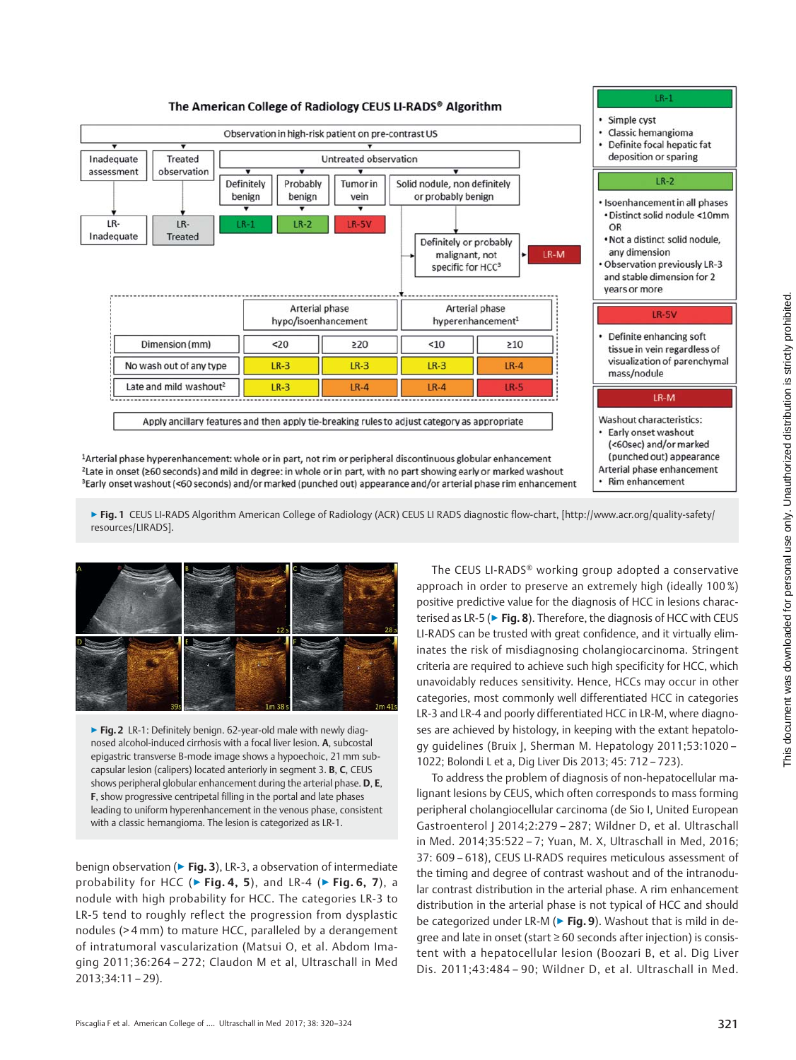## The American College of Radiology CEUS LI-RADS® Algorithm

Observation in high-risk patient on pre-contrast US

- Inadequate assessment → LR-Inadequate
- Treated observation → LR-Treated
- Untreated observation:
  - Definitely benign → LR-1
  - Probably benign → LR-2
  - Tumor in vein → LR-5V
  - Solid nodule, non definitely or probably benign
    - Definitely or probably malignant, not specific for HCC[3] → LR-M

| | Arterial phase hypo/isoenhancement | | Arterial phase hyperenhancement[1] | |
|---|---|---|---|---|
| Dimension (mm) | <20 | ≥20 | <10 | ≥10 |
| No wash out of any type | LR-3 | LR-3 | LR-3 | LR-4 |
| Late and mild washout[2] | LR-3 | LR-4 | LR-4 | LR-5 |

Apply ancillary features and then apply tie-breaking rules to adjust category as appropriate

[1]Arterial phase hyperenhancement: whole or in part, not rim or peripheral discontinuous globular enhancement
[2]Late in onset (≥60 seconds) and mild in degree: in whole or in part, with no part showing early or marked washout
[3]Early onset washout (<60 seconds) and/or marked (punched out) appearance and/or arterial phase rim enhancement

**LR-1**
- Simple cyst
- Classic hemangioma
- Definite focal hepatic fat deposition or sparing

**LR-2**
- Isoenhancement in all phases
  - Distinct solid nodule <10mm OR
  - Not a distinct solid nodule, any dimension
- Observation previously LR-3 and stable dimension for 2 years or more

**LR-5V**
- Definite enhancing soft tissue in vein regardless of visualization of parenchymal mass/nodule

**LR-M**

Washout characteristics:
- Early onset washout (<60sec) and/or marked (punched out) appearance

Arterial phase enhancement
- Rim enhancement

► **Fig. 1** CEUS LI-RADS Algorithm American College of Radiology (ACR) CEUS LI RADS diagnostic flow-chart, [http://www.acr.org/quality-safety/resources/LIRADS].

► **Fig. 2** LR-1: Definitely benign. 62-year-old male with newly diagnosed alcohol-induced cirrhosis with a focal liver lesion. **A**, subcostal epigastric transverse B-mode image shows a hypoechoic, 21 mm subcapsular lesion (calipers) located anteriorly in segment 3. **B**, **C**, CEUS shows peripheral globular enhancement during the arterial phase. **D**, **E**, **F**, show progressive centripetal filling in the portal and late phases leading to uniform hyperenhancement in the venous phase, consistent with a classic hemangioma. The lesion is categorized as LR-1.

benign observation (► **Fig. 3**), LR-3, a observation of intermediate probability for HCC (► **Fig. 4, 5**), and LR-4 (► **Fig. 6, 7**), a nodule with high probability for HCC. The categories LR-3 to LR-5 tend to roughly reflect the progression from dysplastic nodules (>4 mm) to mature HCC, paralleled by a derangement of intratumoral vascularization (Matsui O, et al. Abdom Imaging 2011;36:264 – 272; Claudon M et al, Ultraschall in Med 2013;34:11 – 29).

The CEUS LI-RADS® working group adopted a conservative approach in order to preserve an extremely high (ideally 100 %) positive predictive value for the diagnosis of HCC in lesions characterised as LR-5 (► **Fig. 8**). Therefore, the diagnosis of HCC with CEUS LI-RADS can be trusted with great confidence, and it virtually eliminates the risk of misdiagnosing cholangiocarcinoma. Stringent criteria are required to achieve such high specificity for HCC, which unavoidably reduces sensitivity. Hence, HCCs may occur in other categories, most commonly well differentiated HCC in categories LR-3 and LR-4 and poorly differentiated HCC in LR-M, where diagnoses are achieved by histology, in keeping with the extant hepatology guidelines (Bruix J, Sherman M. Hepatology 2011;53:1020 – 1022; Bolondi L et a, Dig Liver Dis 2013; 45: 712 – 723).

To address the problem of diagnosis of non-hepatocellular malignant lesions by CEUS, which often corresponds to mass forming peripheral cholangiocellular carcinoma (de Sio I, United European Gastroenterol J 2014;2:279 – 287; Wildner D, et al. Ultraschall in Med. 2014;35:522 – 7; Yuan, M. X, Ultraschall in Med, 2016; 37: 609 – 618), CEUS LI-RADS requires meticulous assessment of the timing and degree of contrast washout and of the intranodular contrast distribution in the arterial phase. A rim enhancement distribution in the arterial phase is not typical of HCC and should be categorized under LR-M (► **Fig. 9**). Washout that is mild in degree and late in onset (start ≥ 60 seconds after injection) is consistent with a hepatocellular lesion (Boozari B, et al. Dig Liver Dis. 2011;43:484 – 90; Wildner D, et al. Ultraschall in Med.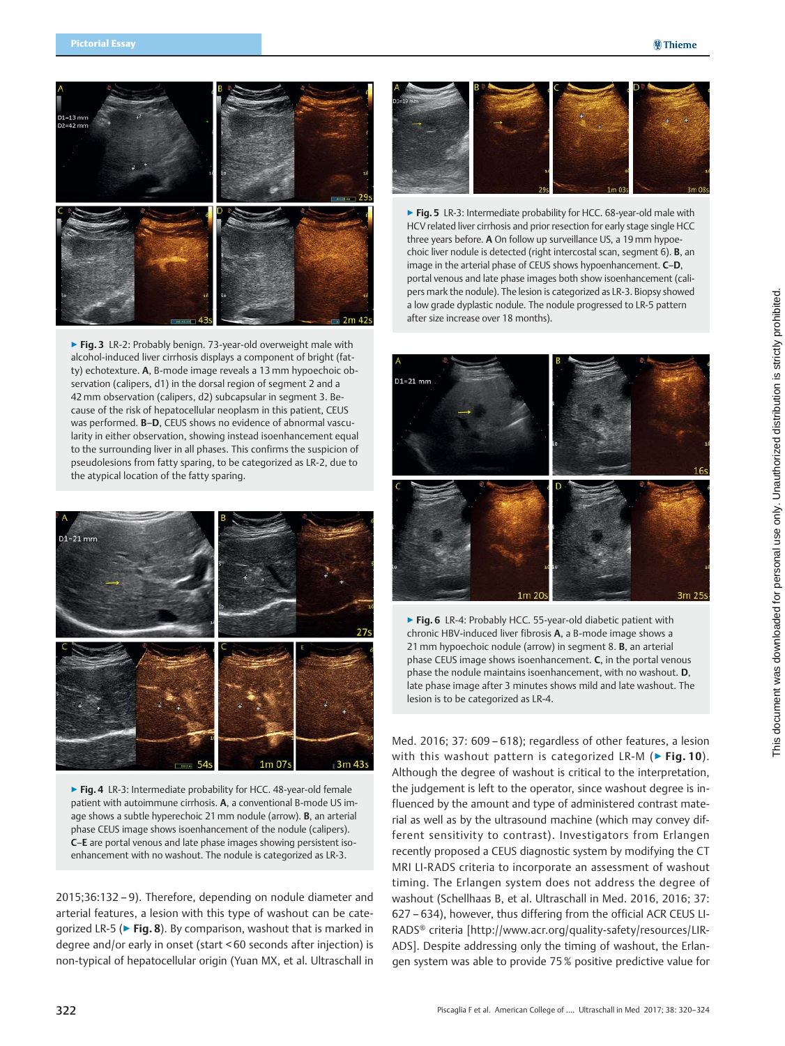▶ **Fig. 3** LR-2: Probably benign. 73-year-old overweight male with alcohol-induced liver cirrhosis displays a component of bright (fatty) echotexture. **A**, B-mode image reveals a 13 mm hypoechoic observation (calipers, d1) in the dorsal region of segment 2 and a 42 mm observation (calipers, d2) subcapsular in segment 3. Because of the risk of hepatocellular neoplasm in this patient, CEUS was performed. **B–D**, CEUS shows no evidence of abnormal vascularity in either observation, showing instead isoenhancement equal to the surrounding liver in all phases. This confirms the suspicion of pseudolesions from fatty sparing, to be categorized as LR-2, due to the atypical location of the fatty sparing.

▶ **Fig. 4** LR-3: Intermediate probability for HCC. 48-year-old female patient with autoimmune cirrhosis. **A**, a conventional B-mode US image shows a subtle hyperechoic 21 mm nodule (arrow). **B**, an arterial phase CEUS image shows isoenhancement of the nodule (calipers). **C–E** are portal venous and late phase images showing persistent isoenhancement with no washout. The nodule is categorized as LR-3.

2015;36:132 – 9). Therefore, depending on nodule diameter and arterial features, a lesion with this type of washout can be categorized LR-5 (▶ **Fig. 8**). By comparison, washout that is marked in degree and/or early in onset (start < 60 seconds after injection) is non-typical of hepatocellular origin (Yuan MX, et al. Ultraschall in

▶ **Fig. 5** LR-3: Intermediate probability for HCC. 68-year-old male with HCV related liver cirrhosis and prior resection for early stage single HCC three years before. **A** On follow up surveillance US, a 19 mm hypoechoic liver nodule is detected (right intercostal scan, segment 6). **B**, an image in the arterial phase of CEUS shows hypoenhancement. **C–D**, portal venous and late phase images both show isoenhancement (calipers mark the nodule). The lesion is categorized as LR-3. Biopsy showed a low grade dysplastic nodule. The nodule progressed to LR-5 pattern after size increase over 18 months).

▶ **Fig. 6** LR-4: Probably HCC. 55-year-old diabetic patient with chronic HBV-induced liver fibrosis **A**, a B-mode image shows a 21 mm hypoechoic nodule (arrow) in segment 8. **B**, an arterial phase CEUS image shows isoenhancement. **C**, in the portal venous phase the nodule maintains isoenhancement, with no washout. **D**, late phase image after 3 minutes shows mild and late washout. The lesion is to be categorized as LR-4.

Med. 2016; 37: 609 – 618); regardless of other features, a lesion with this washout pattern is categorized LR-M (▶ **Fig. 10**). Although the degree of washout is critical to the interpretation, the judgement is left to the operator, since washout degree is influenced by the amount and type of administered contrast material as well as by the ultrasound machine (which may convey different sensitivity to contrast). Investigators from Erlangen recently proposed a CEUS diagnostic system by modifying the CT MRI LI-RADS criteria to incorporate an assessment of washout timing. The Erlangen system does not address the degree of washout (Schellhaas B, et al. Ultraschall in Med. 2016, 2016; 37: 627 – 634), however, thus differing from the official ACR CEUS LI-RADS® criteria [http://www.acr.org/quality-safety/resources/LIRADS]. Despite addressing only the timing of washout, the Erlangen system was able to provide 75 % positive predictive value for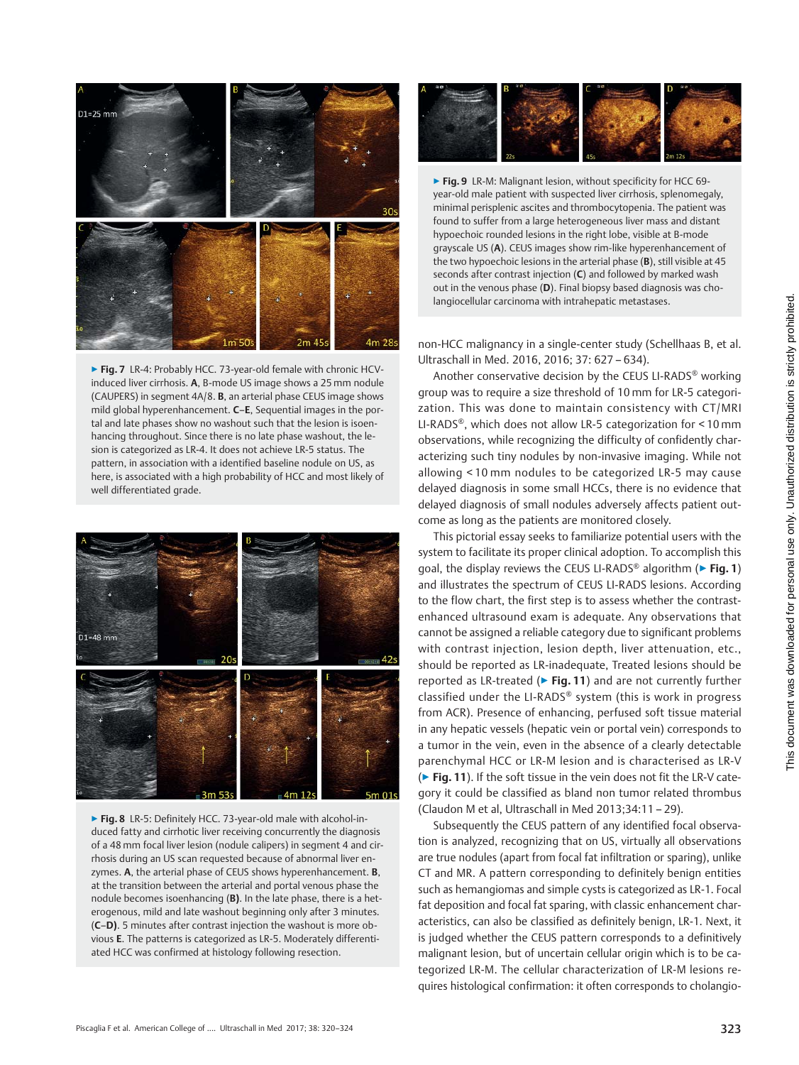▶ **Fig. 7** LR-4: Probably HCC. 73-year-old female with chronic HCV-induced liver cirrhosis. **A**, B-mode US image shows a 25 mm nodule (CAUPERS) in segment 4A/8. **B**, an arterial phase CEUS image shows mild global hyperenhancement. **C–E**, Sequential images in the portal and late phases show no washout such that the lesion is isoenhancing throughout. Since there is no late phase washout, the lesion is categorized as LR-4. It does not achieve LR-5 status. The pattern, in association with a identified baseline nodule on US, as here, is associated with a high probability of HCC and most likely of well differentiated grade.

▶ **Fig. 8** LR-5: Definitely HCC. 73-year-old male with alcohol-induced fatty and cirrhotic liver receiving concurrently the diagnosis of a 48 mm focal liver lesion (nodule calipers) in segment 4 and cirrhosis during an US scan requested because of abnormal liver enzymes. **A**, the arterial phase of CEUS shows hyperenhancement. **B**, at the transition between the arterial and portal venous phase the nodule becomes isoenhancing (**B**). In the late phase, there is a heterogenous, mild and late washout beginning only after 3 minutes. (**C–D**). 5 minutes after contrast injection the washout is more obvious **E**. The patterns is categorized as LR-5. Moderately differentiated HCC was confirmed at histology following resection.

▶ **Fig. 9** LR-M: Malignant lesion, without specificity for HCC 69-year-old male patient with suspected liver cirrhosis, splenomegaly, minimal perisplenic ascites and thrombocytopenia. The patient was found to suffer from a large heterogeneous liver mass and distant hypoechoic rounded lesions in the right lobe, visible at B-mode grayscale US (**A**). CEUS images show rim-like hyperenhancement of the two hypoechoic lesions in the arterial phase (**B**), still visible at 45 seconds after contrast injection (**C**) and followed by marked wash out in the venous phase (**D**). Final biopsy based diagnosis was cholangiocellular carcinoma with intrahepatic metastases.

non-HCC malignancy in a single-center study (Schellhaas B, et al. Ultraschall in Med. 2016, 2016; 37: 627 – 634).

Another conservative decision by the CEUS LI-RADS® working group was to require a size threshold of 10 mm for LR-5 categorization. This was done to maintain consistency with CT/MRI LI-RADS®, which does not allow LR-5 categorization for < 10 mm observations, while recognizing the difficulty of confidently characterizing such tiny nodules by non-invasive imaging. While not allowing < 10 mm nodules to be categorized LR-5 may cause delayed diagnosis in some small HCCs, there is no evidence that delayed diagnosis of small nodules adversely affects patient outcome as long as the patients are monitored closely.

This pictorial essay seeks to familiarize potential users with the system to facilitate its proper clinical adoption. To accomplish this goal, the display reviews the CEUS LI-RADS® algorithm (▶ **Fig. 1**) and illustrates the spectrum of CEUS LI-RADS lesions. According to the flow chart, the first step is to assess whether the contrast-enhanced ultrasound exam is adequate. Any observations that cannot be assigned a reliable category due to significant problems with contrast injection, lesion depth, liver attenuation, etc., should be reported as LR-inadequate, Treated lesions should be reported as LR-treated (▶ **Fig. 11**) and are not currently further classified under the LI-RADS® system (this is work in progress from ACR). Presence of enhancing, perfused soft tissue material in any hepatic vessels (hepatic vein or portal vein) corresponds to a tumor in the vein, even in the absence of a clearly detectable parenchymal HCC or LR-M lesion and is characterised as LR-V (▶ **Fig. 11**). If the soft tissue in the vein does not fit the LR-V category it could be classified as bland non tumor related thrombus (Claudon M et al, Ultraschall in Med 2013;34:11 – 29).

Subsequently the CEUS pattern of any identified focal observation is analyzed, recognizing that on US, virtually all observations are true nodules (apart from focal fat infiltration or sparing), unlike CT and MR. A pattern corresponding to definitely benign entities such as hemangiomas and simple cysts is categorized as LR-1. Focal fat deposition and focal fat sparing, with classic enhancement characteristics, can also be classified as definitely benign, LR-1. Next, it is judged whether the CEUS pattern corresponds to a definitively malignant lesion, but of uncertain cellular origin which is to be categorized LR-M. The cellular characterization of LR-M lesions requires histological confirmation: it often corresponds to cholangio-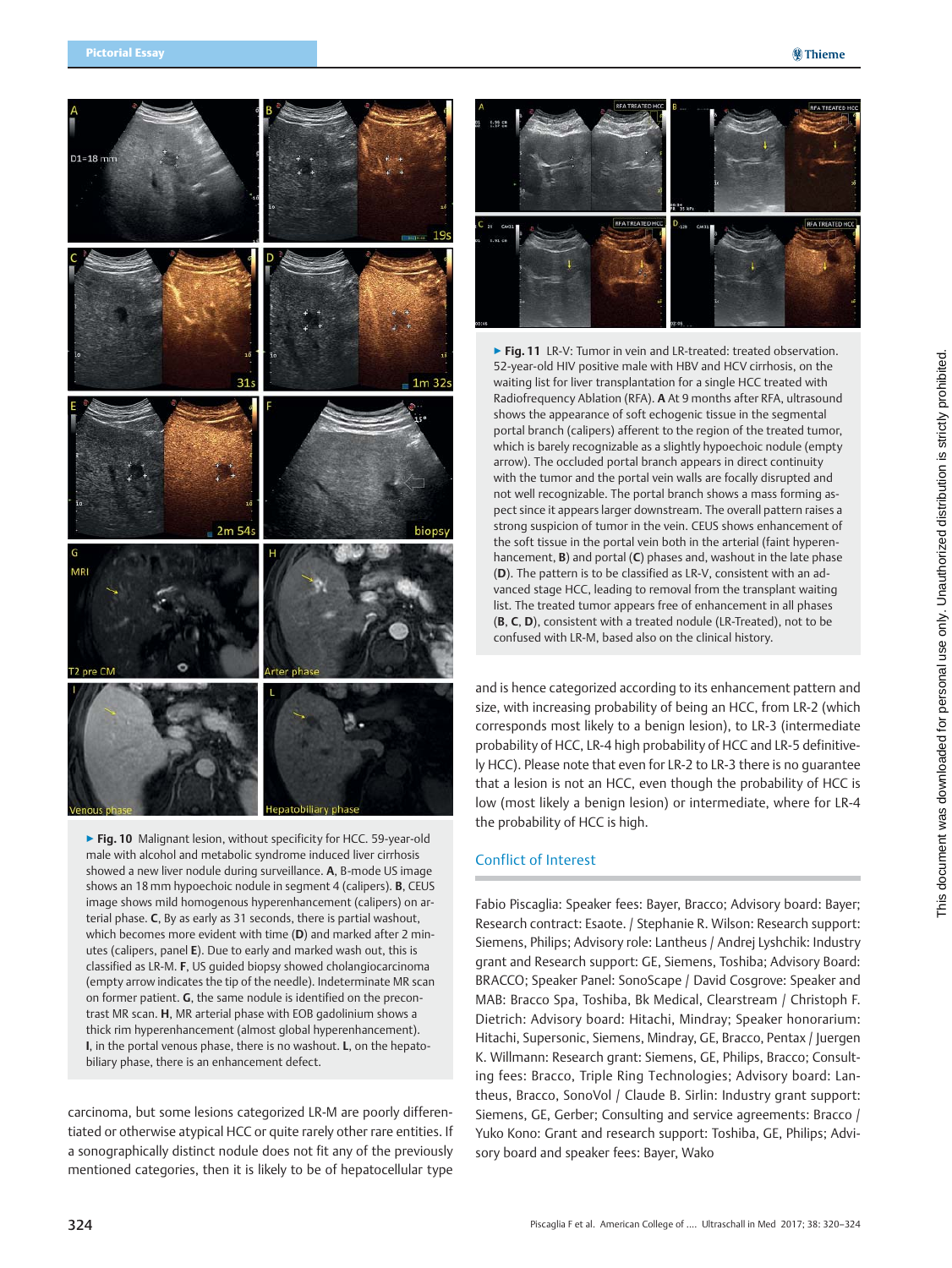▶ **Fig. 10** Malignant lesion, without specificity for HCC. 59-year-old male with alcohol and metabolic syndrome induced liver cirrhosis showed a new liver nodule during surveillance. **A**, B-mode US image shows an 18 mm hypoechoic nodule in segment 4 (calipers). **B**, CEUS image shows mild homogenous hyperenhancement (calipers) on arterial phase. **C**, By as early as 31 seconds, there is partial washout, which becomes more evident with time (**D**) and marked after 2 minutes (calipers, panel **E**). Due to early and marked wash out, this is classified as LR-M. **F**, US guided biopsy showed cholangiocarcinoma (empty arrow indicates the tip of the needle). Indeterminate MR scan on former patient. **G**, the same nodule is identified on the precontrast MR scan. **H**, MR arterial phase with EOB gadolinium shows a thick rim hyperenhancement (almost global hyperenhancement). **I**, in the portal venous phase, there is no washout. **L**, on the hepatobiliary phase, there is an enhancement defect.

▶ **Fig. 11** LR-V: Tumor in vein and LR-treated: treated observation. 52-year-old HIV positive male with HBV and HCV cirrhosis, on the waiting list for liver transplantation for a single HCC treated with Radiofrequency Ablation (RFA). **A** At 9 months after RFA, ultrasound shows the appearance of soft echogenic tissue in the segmental portal branch (calipers) afferent to the region of the treated tumor, which is barely recognizable as a slightly hypoechoic nodule (empty arrow). The occluded portal branch appears in direct continuity with the tumor and the portal vein walls are focally disrupted and not well recognizable. The portal branch shows a mass forming aspect since it appears larger downstream. The overall pattern raises a strong suspicion of tumor in the vein. CEUS shows enhancement of the soft tissue in the portal vein both in the arterial (faint hyperenhancement, **B**) and portal (**C**) phases and, washout in the late phase (**D**). The pattern is to be classified as LR-V, consistent with an advanced stage HCC, leading to removal from the transplant waiting list. The treated tumor appears free of enhancement in all phases (**B**, **C**, **D**), consistent with a treated nodule (LR-Treated), not to be confused with LR-M, based also on the clinical history.

carcinoma, but some lesions categorized LR-M are poorly differentiated or otherwise atypical HCC or quite rarely other rare entities. If a sonographically distinct nodule does not fit any of the previously mentioned categories, then it is likely to be of hepatocellular type and is hence categorized according to its enhancement pattern and size, with increasing probability of being an HCC, from LR-2 (which corresponds most likely to a benign lesion), to LR-3 (intermediate probability of HCC, LR-4 high probability of HCC and LR-5 definitively HCC). Please note that even for LR-2 to LR-3 there is no guarantee that a lesion is not an HCC, even though the probability of HCC is low (most likely a benign lesion) or intermediate, where for LR-4 the probability of HCC is high.

## Conflict of Interest

Fabio Piscaglia: Speaker fees: Bayer, Bracco; Advisory board: Bayer; Research contract: Esaote. / Stephanie R. Wilson: Research support: Siemens, Philips; Advisory role: Lantheus / Andrej Lyshchik: Industry grant and Research support: GE, Siemens, Toshiba; Advisory Board: BRACCO; Speaker Panel: SonoScape / David Cosgrove: Speaker and MAB: Bracco Spa, Toshiba, Bk Medical, Clearstream / Christoph F. Dietrich: Advisory board: Hitachi, Mindray; Speaker honorarium: Hitachi, Supersonic, Siemens, Mindray, GE, Bracco, Pentax / Juergen K. Willmann: Research grant: Siemens, GE, Philips, Bracco; Consulting fees: Bracco, Triple Ring Technologies; Advisory board: Lantheus, Bracco, SonoVol / Claude B. Sirlin: Industry grant support: Siemens, GE, Gerber; Consulting and service agreements: Bracco / Yuko Kono: Grant and research support: Toshiba, GE, Philips; Advisory board and speaker fees: Bayer, Wako